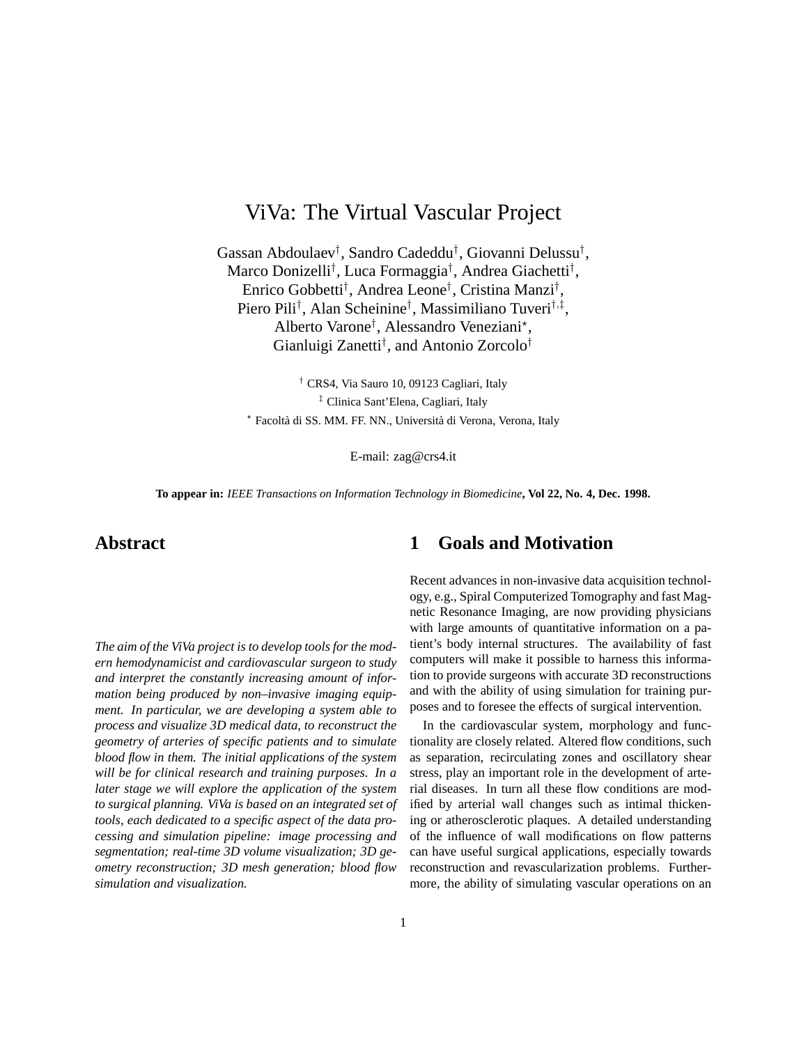# ViVa: The Virtual Vascular Project

Gassan Abdoulaev[†], Sandro Cadeddu[†], Giovanni Delussu[†], Marco Donizelli[†], Luca Formaggia[†], Andrea Giachetti[†], Enrico Gobbetti[†], Andrea Leone[†], Cristina Manzi[†], Piero Pili[†], Alan Scheinine[†], Massimiliano Tuveri[†,‡], Alberto Varone[†], Alessandro Veneziani[⋆], Gianluigi Zanetti[†], and Antonio Zorcolo[†]

[†] CRS4, Via Sauro 10, 09123 Cagliari, Italy

[‡] Clinica Sant'Elena, Cagliari, Italy

[⋆] Facoltà di SS. MM. FF. NN., Università di Verona, Verona, Italy

E-mail: zag@crs4.it

**To appear in:** *IEEE Transactions on Information Technology in Biomedicine*, **Vol 22, No. 4, Dec. 1998.**

## Abstract

*The aim of the ViVa project is to develop tools for the modern hemodynamicist and cardiovascular surgeon to study and interpret the constantly increasing amount of information being produced by non–invasive imaging equipment. In particular, we are developing a system able to process and visualize 3D medical data, to reconstruct the geometry of arteries of specific patients and to simulate blood flow in them. The initial applications of the system will be for clinical research and training purposes. In a later stage we will explore the application of the system to surgical planning. ViVa is based on an integrated set of tools, each dedicated to a specific aspect of the data processing and simulation pipeline: image processing and segmentation; real-time 3D volume visualization; 3D geometry reconstruction; 3D mesh generation; blood flow simulation and visualization.*

## 1 Goals and Motivation

Recent advances in non-invasive data acquisition technology, e.g., Spiral Computerized Tomography and fast Magnetic Resonance Imaging, are now providing physicians with large amounts of quantitative information on a patient's body internal structures. The availability of fast computers will make it possible to harness this information to provide surgeons with accurate 3D reconstructions and with the ability of using simulation for training purposes and to foresee the effects of surgical intervention.

In the cardiovascular system, morphology and functionality are closely related. Altered flow conditions, such as separation, recirculating zones and oscillatory shear stress, play an important role in the development of arterial diseases. In turn all these flow conditions are modified by arterial wall changes such as intimal thickening or atherosclerotic plaques. A detailed understanding of the influence of wall modifications on flow patterns can have useful surgical applications, especially towards reconstruction and revascularization problems. Furthermore, the ability of simulating vascular operations on an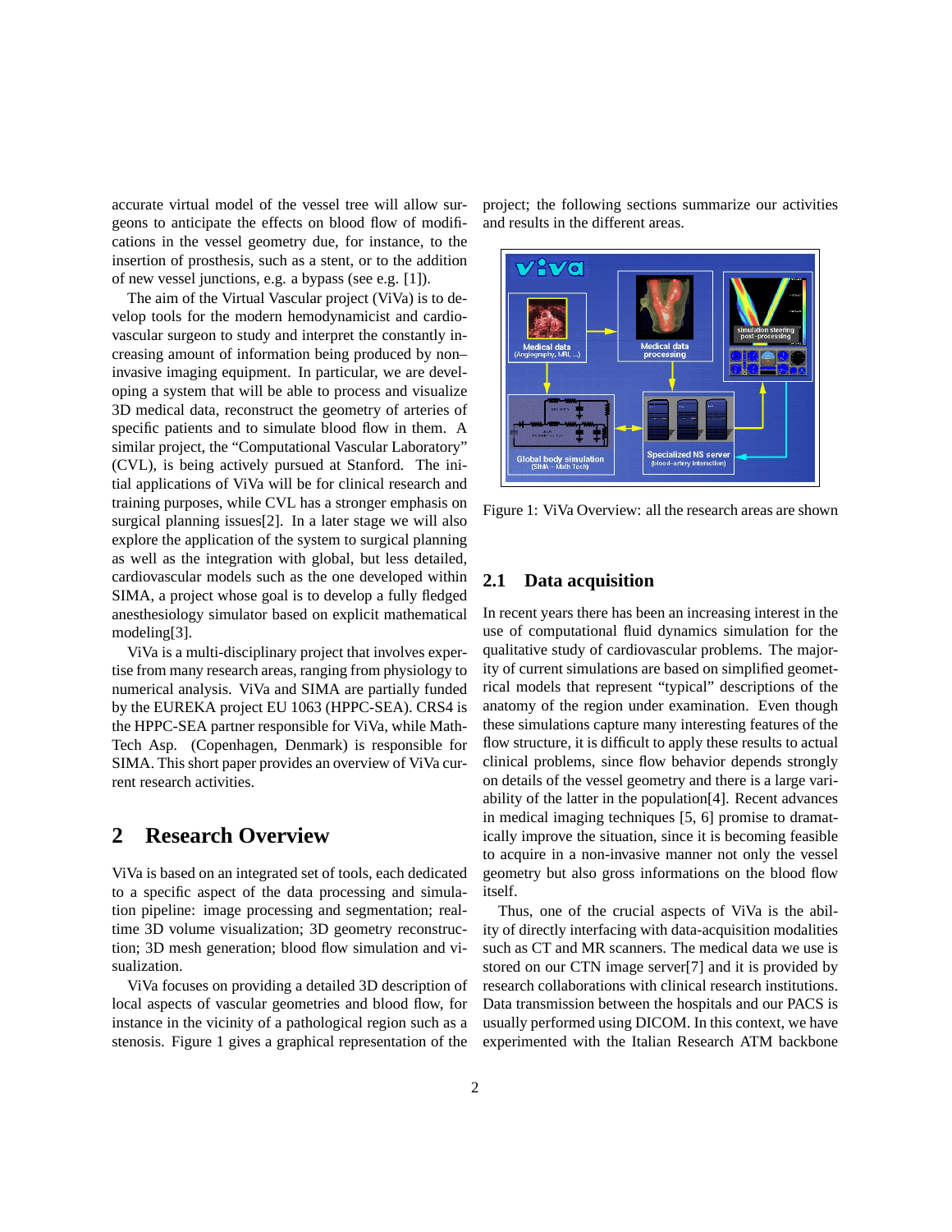accurate virtual model of the vessel tree will allow surgeons to anticipate the effects on blood flow of modifications in the vessel geometry due, for instance, to the insertion of prosthesis, such as a stent, or to the addition of new vessel junctions, e.g. a bypass (see e.g. [1]).

The aim of the Virtual Vascular project (ViVa) is to develop tools for the modern hemodynamicist and cardiovascular surgeon to study and interpret the constantly increasing amount of information being produced by non–invasive imaging equipment. In particular, we are developing a system that will be able to process and visualize 3D medical data, reconstruct the geometry of arteries of specific patients and to simulate blood flow in them. A similar project, the "Computational Vascular Laboratory" (CVL), is being actively pursued at Stanford. The initial applications of ViVa will be for clinical research and training purposes, while CVL has a stronger emphasis on surgical planning issues[2]. In a later stage we will also explore the application of the system to surgical planning as well as the integration with global, but less detailed, cardiovascular models such as the one developed within SIMA, a project whose goal is to develop a fully fledged anesthesiology simulator based on explicit mathematical modeling[3].

ViVa is a multi-disciplinary project that involves expertise from many research areas, ranging from physiology to numerical analysis. ViVa and SIMA are partially funded by the EUREKA project EU 1063 (HPPC-SEA). CRS4 is the HPPC-SEA partner responsible for ViVa, while Math-Tech Asp. (Copenhagen, Denmark) is responsible for SIMA. This short paper provides an overview of ViVa current research activities.

# 2 Research Overview

ViVa is based on an integrated set of tools, each dedicated to a specific aspect of the data processing and simulation pipeline: image processing and segmentation; real-time 3D volume visualization; 3D geometry reconstruction; 3D mesh generation; blood flow simulation and visualization.

ViVa focuses on providing a detailed 3D description of local aspects of vascular geometries and blood flow, for instance in the vicinity of a pathological region such as a stenosis. Figure 1 gives a graphical representation of the project; the following sections summarize our activities and results in the different areas.

Figure 1: ViVa Overview: all the research areas are shown

## 2.1 Data acquisition

In recent years there has been an increasing interest in the use of computational fluid dynamics simulation for the qualitative study of cardiovascular problems. The majority of current simulations are based on simplified geometrical models that represent "typical" descriptions of the anatomy of the region under examination. Even though these simulations capture many interesting features of the flow structure, it is difficult to apply these results to actual clinical problems, since flow behavior depends strongly on details of the vessel geometry and there is a large variability of the latter in the population[4]. Recent advances in medical imaging techniques [5, 6] promise to dramatically improve the situation, since it is becoming feasible to acquire in a non-invasive manner not only the vessel geometry but also gross informations on the blood flow itself.

Thus, one of the crucial aspects of ViVa is the ability of directly interfacing with data-acquisition modalities such as CT and MR scanners. The medical data we use is stored on our CTN image server[7] and it is provided by research collaborations with clinical research institutions. Data transmission between the hospitals and our PACS is usually performed using DICOM. In this context, we have experimented with the Italian Research ATM backbone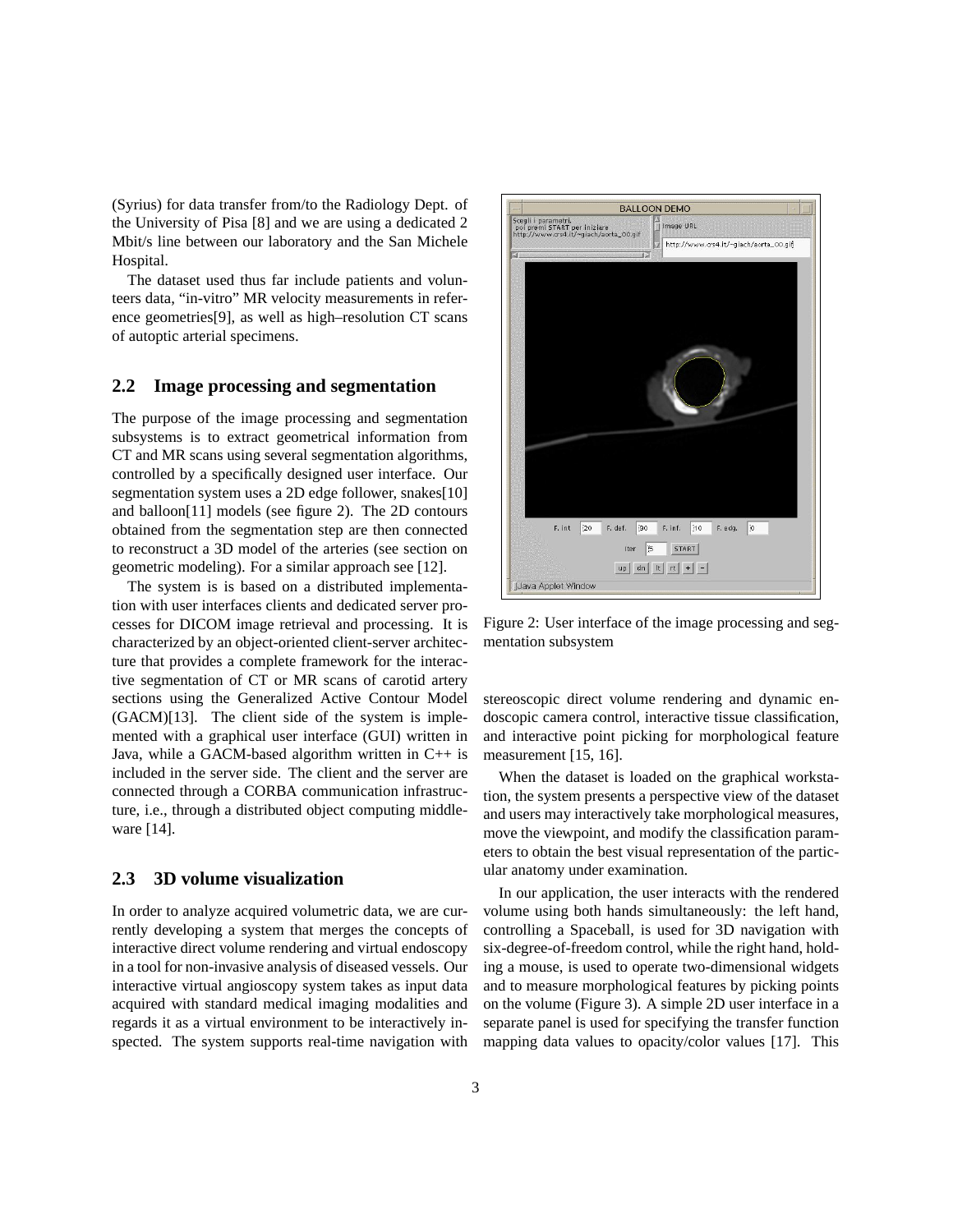(Syrius) for data transfer from/to the Radiology Dept. of the University of Pisa [8] and we are using a dedicated 2 Mbit/s line between our laboratory and the San Michele Hospital.

The dataset used thus far include patients and volunteers data, "in-vitro" MR velocity measurements in reference geometries[9], as well as high–resolution CT scans of autoptic arterial specimens.

### 2.2 Image processing and segmentation

The purpose of the image processing and segmentation subsystems is to extract geometrical information from CT and MR scans using several segmentation algorithms, controlled by a specifically designed user interface. Our segmentation system uses a 2D edge follower, snakes[10] and balloon[11] models (see figure 2). The 2D contours obtained from the segmentation step are then connected to reconstruct a 3D model of the arteries (see section on geometric modeling). For a similar approach see [12].

The system is is based on a distributed implementation with user interfaces clients and dedicated server processes for DICOM image retrieval and processing. It is characterized by an object-oriented client-server architecture that provides a complete framework for the interactive segmentation of CT or MR scans of carotid artery sections using the Generalized Active Contour Model (GACM)[13]. The client side of the system is implemented with a graphical user interface (GUI) written in Java, while a GACM-based algorithm written in C++ is included in the server side. The client and the server are connected through a CORBA communication infrastructure, i.e., through a distributed object computing middleware [14].

Figure 2: User interface of the image processing and segmentation subsystem

### 2.3 3D volume visualization

In order to analyze acquired volumetric data, we are currently developing a system that merges the concepts of interactive direct volume rendering and virtual endoscopy in a tool for non-invasive analysis of diseased vessels. Our interactive virtual angioscopy system takes as input data acquired with standard medical imaging modalities and regards it as a virtual environment to be interactively inspected. The system supports real-time navigation with stereoscopic direct volume rendering and dynamic endoscopic camera control, interactive tissue classification, and interactive point picking for morphological feature measurement [15, 16].

When the dataset is loaded on the graphical workstation, the system presents a perspective view of the dataset and users may interactively take morphological measures, move the viewpoint, and modify the classification parameters to obtain the best visual representation of the particular anatomy under examination.

In our application, the user interacts with the rendered volume using both hands simultaneously: the left hand, controlling a Spaceball, is used for 3D navigation with six-degree-of-freedom control, while the right hand, holding a mouse, is used to operate two-dimensional widgets and to measure morphological features by picking points on the volume (Figure 3). A simple 2D user interface in a separate panel is used for specifying the transfer function mapping data values to opacity/color values [17]. This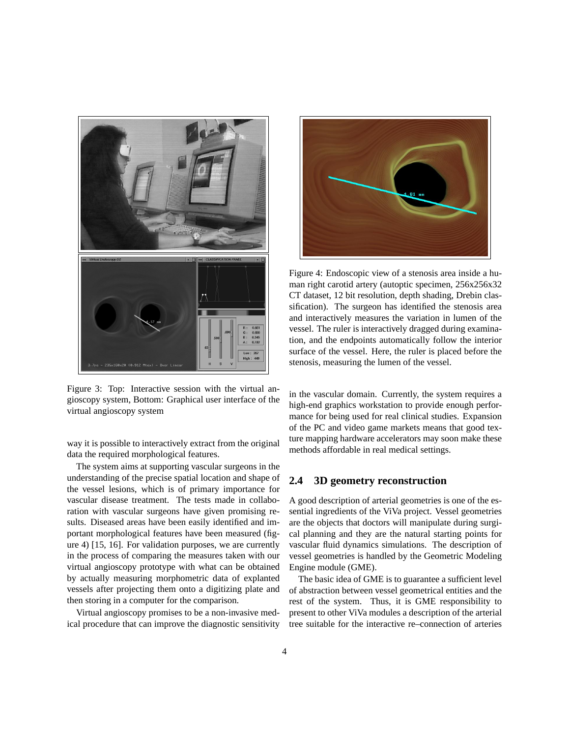Figure 3: Top: Interactive session with the virtual angioscopy system, Bottom: Graphical user interface of the virtual angioscopy system

Figure 4: Endoscopic view of a stenosis area inside a human right carotid artery (autoptic specimen, 256x256x32 CT dataset, 12 bit resolution, depth shading, Drebin classification). The surgeon has identified the stenosis area and interactively measures the variation in lumen of the vessel. The ruler is interactively dragged during examination, and the endpoints automatically follow the interior surface of the vessel. Here, the ruler is placed before the stenosis, measuring the lumen of the vessel.

way it is possible to interactively extract from the original data the required morphological features.

The system aims at supporting vascular surgeons in the understanding of the precise spatial location and shape of the vessel lesions, which is of primary importance for vascular disease treatment. The tests made in collaboration with vascular surgeons have given promising results. Diseased areas have been easily identified and important morphological features have been measured (figure 4) [15, 16]. For validation purposes, we are currently in the process of comparing the measures taken with our virtual angioscopy prototype with what can be obtained by actually measuring morphometric data of explanted vessels after projecting them onto a digitizing plate and then storing in a computer for the comparison.

Virtual angioscopy promises to be a non-invasive medical procedure that can improve the diagnostic sensitivity in the vascular domain. Currently, the system requires a high-end graphics workstation to provide enough performance for being used for real clinical studies. Expansion of the PC and video game markets means that good texture mapping hardware accelerators may soon make these methods affordable in real medical settings.

## 2.4 3D geometry reconstruction

A good description of arterial geometries is one of the essential ingredients of the ViVa project. Vessel geometries are the objects that doctors will manipulate during surgical planning and they are the natural starting points for vascular fluid dynamics simulations. The description of vessel geometries is handled by the Geometric Modeling Engine module (GME).

The basic idea of GME is to guarantee a sufficient level of abstraction between vessel geometrical entities and the rest of the system. Thus, it is GME responsibility to present to other ViVa modules a description of the arterial tree suitable for the interactive re–connection of arteries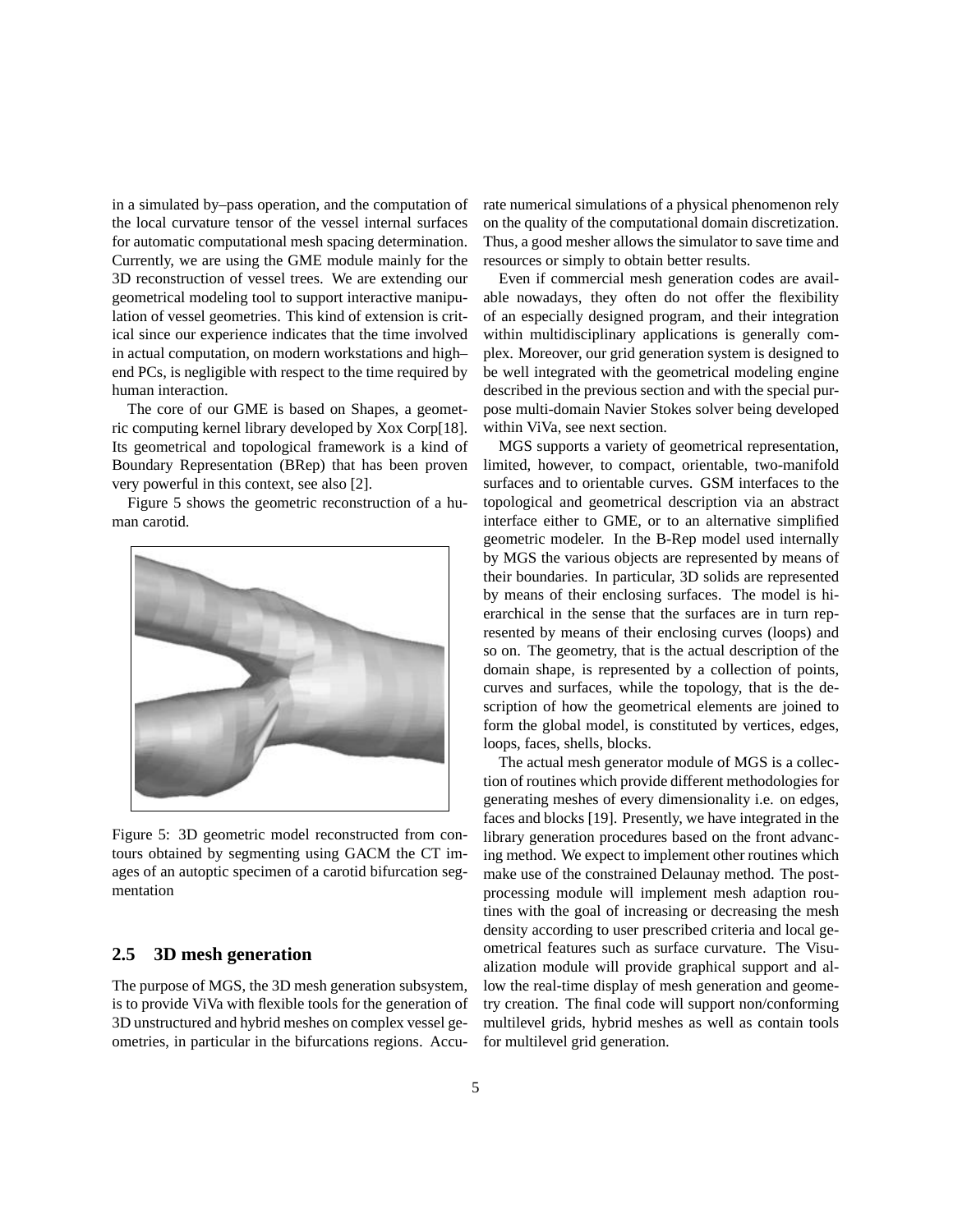in a simulated by–pass operation, and the computation of the local curvature tensor of the vessel internal surfaces for automatic computational mesh spacing determination. Currently, we are using the GME module mainly for the 3D reconstruction of vessel trees. We are extending our geometrical modeling tool to support interactive manipulation of vessel geometries. This kind of extension is critical since our experience indicates that the time involved in actual computation, on modern workstations and high–end PCs, is negligible with respect to the time required by human interaction.

The core of our GME is based on Shapes, a geometric computing kernel library developed by Xox Corp[18]. Its geometrical and topological framework is a kind of Boundary Representation (BRep) that has been proven very powerful in this context, see also [2].

Figure 5 shows the geometric reconstruction of a human carotid.

Figure 5: 3D geometric model reconstructed from contours obtained by segmenting using GACM the CT images of an autoptic specimen of a carotid bifurcation segmentation

## 2.5 3D mesh generation

The purpose of MGS, the 3D mesh generation subsystem, is to provide ViVa with flexible tools for the generation of 3D unstructured and hybrid meshes on complex vessel geometries, in particular in the bifurcations regions. Accurate numerical simulations of a physical phenomenon rely on the quality of the computational domain discretization. Thus, a good mesher allows the simulator to save time and resources or simply to obtain better results.

Even if commercial mesh generation codes are available nowadays, they often do not offer the flexibility of an especially designed program, and their integration within multidisciplinary applications is generally complex. Moreover, our grid generation system is designed to be well integrated with the geometrical modeling engine described in the previous section and with the special purpose multi-domain Navier Stokes solver being developed within ViVa, see next section.

MGS supports a variety of geometrical representation, limited, however, to compact, orientable, two-manifold surfaces and to orientable curves. GSM interfaces to the topological and geometrical description via an abstract interface either to GME, or to an alternative simplified geometric modeler. In the B-Rep model used internally by MGS the various objects are represented by means of their boundaries. In particular, 3D solids are represented by means of their enclosing surfaces. The model is hierarchical in the sense that the surfaces are in turn represented by means of their enclosing curves (loops) and so on. The geometry, that is the actual description of the domain shape, is represented by a collection of points, curves and surfaces, while the topology, that is the description of how the geometrical elements are joined to form the global model, is constituted by vertices, edges, loops, faces, shells, blocks.

The actual mesh generator module of MGS is a collection of routines which provide different methodologies for generating meshes of every dimensionality i.e. on edges, faces and blocks [19]. Presently, we have integrated in the library generation procedures based on the front advancing method. We expect to implement other routines which make use of the constrained Delaunay method. The post-processing module will implement mesh adaption routines with the goal of increasing or decreasing the mesh density according to user prescribed criteria and local geometrical features such as surface curvature. The Visualization module will provide graphical support and allow the real-time display of mesh generation and geometry creation. The final code will support non/conforming multilevel grids, hybrid meshes as well as contain tools for multilevel grid generation.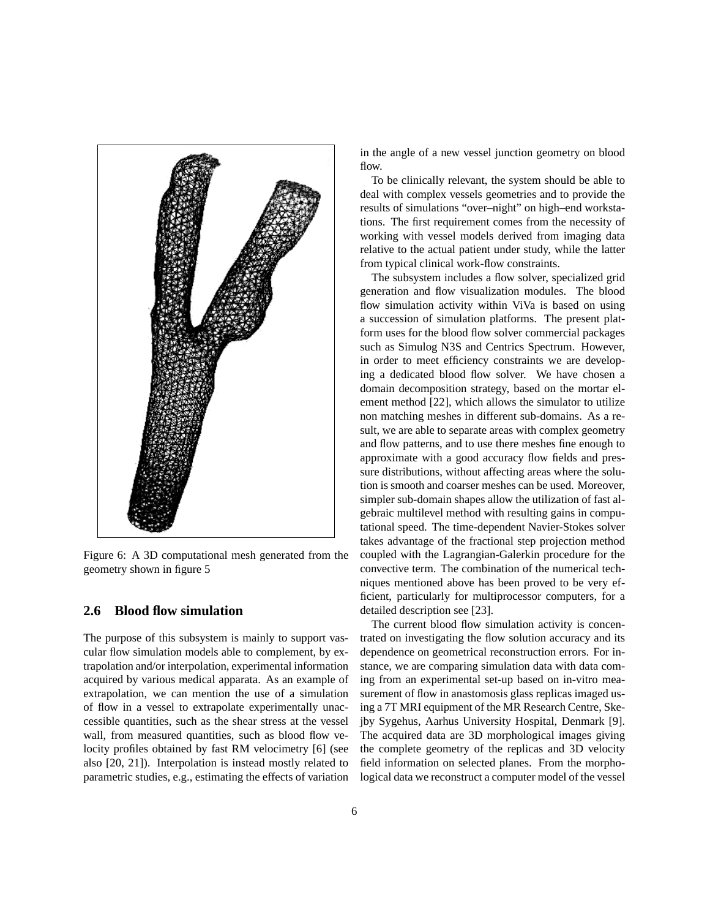Figure 6: A 3D computational mesh generated from the geometry shown in figure 5

## 2.6 Blood flow simulation

The purpose of this subsystem is mainly to support vascular flow simulation models able to complement, by extrapolation and/or interpolation, experimental information acquired by various medical apparata. As an example of extrapolation, we can mention the use of a simulation of flow in a vessel to extrapolate experimentally unaccessible quantities, such as the shear stress at the vessel wall, from measured quantities, such as blood flow velocity profiles obtained by fast RM velocimetry [6] (see also [20, 21]). Interpolation is instead mostly related to parametric studies, e.g., estimating the effects of variation in the angle of a new vessel junction geometry on blood flow.

To be clinically relevant, the system should be able to deal with complex vessels geometries and to provide the results of simulations "over–night" on high–end workstations. The first requirement comes from the necessity of working with vessel models derived from imaging data relative to the actual patient under study, while the latter from typical clinical work-flow constraints.

The subsystem includes a flow solver, specialized grid generation and flow visualization modules. The blood flow simulation activity within ViVa is based on using a succession of simulation platforms. The present platform uses for the blood flow solver commercial packages such as Simulog N3S and Centrics Spectrum. However, in order to meet efficiency constraints we are developing a dedicated blood flow solver. We have chosen a domain decomposition strategy, based on the mortar element method [22], which allows the simulator to utilize non matching meshes in different sub-domains. As a result, we are able to separate areas with complex geometry and flow patterns, and to use there meshes fine enough to approximate with a good accuracy flow fields and pressure distributions, without affecting areas where the solution is smooth and coarser meshes can be used. Moreover, simpler sub-domain shapes allow the utilization of fast algebraic multilevel method with resulting gains in computational speed. The time-dependent Navier-Stokes solver takes advantage of the fractional step projection method coupled with the Lagrangian-Galerkin procedure for the convective term. The combination of the numerical techniques mentioned above has been proved to be very efficient, particularly for multiprocessor computers, for a detailed description see [23].

The current blood flow simulation activity is concentrated on investigating the flow solution accuracy and its dependence on geometrical reconstruction errors. For instance, we are comparing simulation data with data coming from an experimental set-up based on in-vitro measurement of flow in anastomosis glass replicas imaged using a 7T MRI equipment of the MR Research Centre, Skejby Sygehus, Aarhus University Hospital, Denmark [9]. The acquired data are 3D morphological images giving the complete geometry of the replicas and 3D velocity field information on selected planes. From the morphological data we reconstruct a computer model of the vessel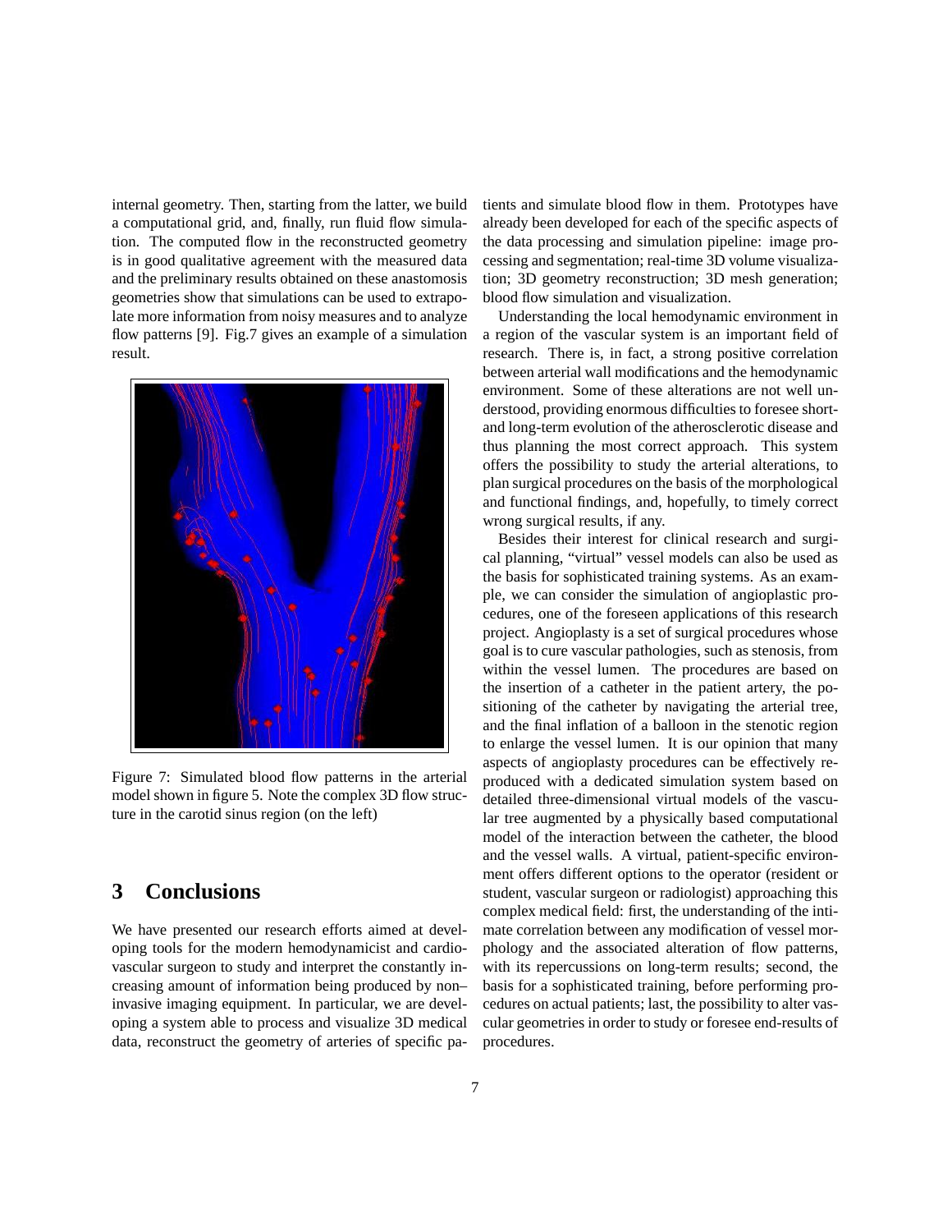internal geometry. Then, starting from the latter, we build a computational grid, and, finally, run fluid flow simulation. The computed flow in the reconstructed geometry is in good qualitative agreement with the measured data and the preliminary results obtained on these anastomosis geometries show that simulations can be used to extrapolate more information from noisy measures and to analyze flow patterns [9]. Fig.7 gives an example of a simulation result.

Figure 7: Simulated blood flow patterns in the arterial model shown in figure 5. Note the complex 3D flow structure in the carotid sinus region (on the left)

## 3 Conclusions

We have presented our research efforts aimed at developing tools for the modern hemodynamicist and cardiovascular surgeon to study and interpret the constantly increasing amount of information being produced by non–invasive imaging equipment. In particular, we are developing a system able to process and visualize 3D medical data, reconstruct the geometry of arteries of specific patients and simulate blood flow in them. Prototypes have already been developed for each of the specific aspects of the data processing and simulation pipeline: image processing and segmentation; real-time 3D volume visualization; 3D geometry reconstruction; 3D mesh generation; blood flow simulation and visualization.

Understanding the local hemodynamic environment in a region of the vascular system is an important field of research. There is, in fact, a strong positive correlation between arterial wall modifications and the hemodynamic environment. Some of these alterations are not well understood, providing enormous difficulties to foresee short- and long-term evolution of the atherosclerotic disease and thus planning the most correct approach. This system offers the possibility to study the arterial alterations, to plan surgical procedures on the basis of the morphological and functional findings, and, hopefully, to timely correct wrong surgical results, if any.

Besides their interest for clinical research and surgical planning, "virtual" vessel models can also be used as the basis for sophisticated training systems. As an example, we can consider the simulation of angioplastic procedures, one of the foreseen applications of this research project. Angioplasty is a set of surgical procedures whose goal is to cure vascular pathologies, such as stenosis, from within the vessel lumen. The procedures are based on the insertion of a catheter in the patient artery, the positioning of the catheter by navigating the arterial tree, and the final inflation of a balloon in the stenotic region to enlarge the vessel lumen. It is our opinion that many aspects of angioplasty procedures can be effectively reproduced with a dedicated simulation system based on detailed three-dimensional virtual models of the vascular tree augmented by a physically based computational model of the interaction between the catheter, the blood and the vessel walls. A virtual, patient-specific environment offers different options to the operator (resident or student, vascular surgeon or radiologist) approaching this complex medical field: first, the understanding of the intimate correlation between any modification of vessel morphology and the associated alteration of flow patterns, with its repercussions on long-term results; second, the basis for a sophisticated training, before performing procedures on actual patients; last, the possibility to alter vascular geometries in order to study or foresee end-results of procedures.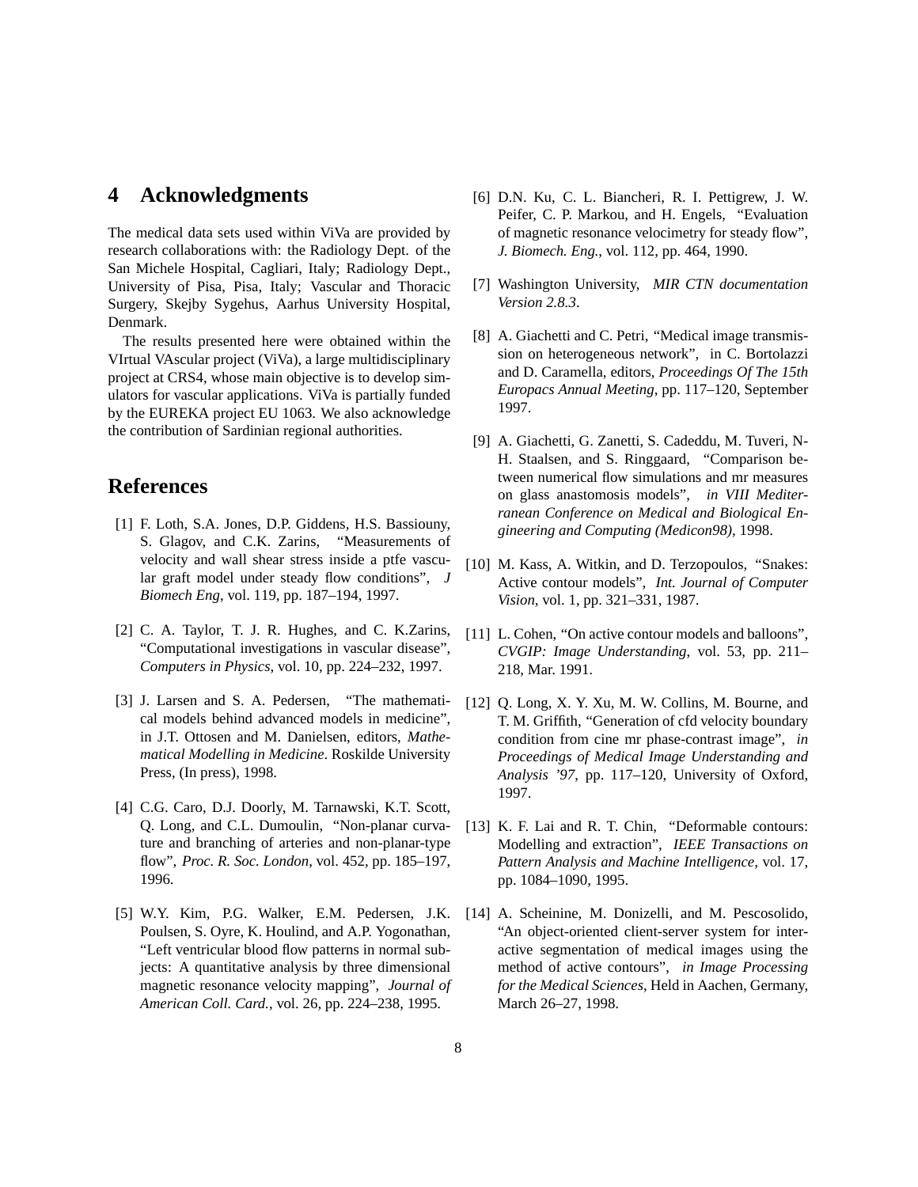## 4 Acknowledgments

The medical data sets used within ViVa are provided by research collaborations with: the Radiology Dept. of the San Michele Hospital, Cagliari, Italy; Radiology Dept., University of Pisa, Pisa, Italy; Vascular and Thoracic Surgery, Skejby Sygehus, Aarhus University Hospital, Denmark.

The results presented here were obtained within the VIrtual VAscular project (ViVa), a large multidisciplinary project at CRS4, whose main objective is to develop simulators for vascular applications. ViVa is partially funded by the EUREKA project EU 1063. We also acknowledge the contribution of Sardinian regional authorities.

## References

[1] F. Loth, S.A. Jones, D.P. Giddens, H.S. Bassiouny, S. Glagov, and C.K. Zarins, "Measurements of velocity and wall shear stress inside a ptfe vascular graft model under steady flow conditions", *J Biomech Eng*, vol. 119, pp. 187–194, 1997.

[2] C. A. Taylor, T. J. R. Hughes, and C. K.Zarins, "Computational investigations in vascular disease", *Computers in Physics*, vol. 10, pp. 224–232, 1997.

[3] J. Larsen and S. A. Pedersen, "The mathematical models behind advanced models in medicine", in J.T. Ottosen and M. Danielsen, editors, *Mathematical Modelling in Medicine*. Roskilde University Press, (In press), 1998.

[4] C.G. Caro, D.J. Doorly, M. Tarnawski, K.T. Scott, Q. Long, and C.L. Dumoulin, "Non-planar curvature and branching of arteries and non-planar-type flow", *Proc. R. Soc. London*, vol. 452, pp. 185–197, 1996.

[5] W.Y. Kim, P.G. Walker, E.M. Pedersen, J.K. Poulsen, S. Oyre, K. Houlind, and A.P. Yogonathan, "Left ventricular blood flow patterns in normal subjects: A quantitative analysis by three dimensional magnetic resonance velocity mapping", *Journal of American Coll. Card.*, vol. 26, pp. 224–238, 1995.

[6] D.N. Ku, C. L. Biancheri, R. I. Pettigrew, J. W. Peifer, C. P. Markou, and H. Engels, "Evaluation of magnetic resonance velocimetry for steady flow", *J. Biomech. Eng.*, vol. 112, pp. 464, 1990.

[7] Washington University, *MIR CTN documentation Version 2.8.3*.

[8] A. Giachetti and C. Petri, "Medical image transmission on heterogeneous network", in C. Bortolazzi and D. Caramella, editors, *Proceedings Of The 15th Europacs Annual Meeting*, pp. 117–120, September 1997.

[9] A. Giachetti, G. Zanetti, S. Cadeddu, M. Tuveri, N-H. Staalsen, and S. Ringgaard, "Comparison between numerical flow simulations and mr measures on glass anastomosis models", *in VIII Mediterranean Conference on Medical and Biological Engineering and Computing (Medicon98)*, 1998.

[10] M. Kass, A. Witkin, and D. Terzopoulos, "Snakes: Active contour models", *Int. Journal of Computer Vision*, vol. 1, pp. 321–331, 1987.

[11] L. Cohen, "On active contour models and balloons", *CVGIP: Image Understanding*, vol. 53, pp. 211–218, Mar. 1991.

[12] Q. Long, X. Y. Xu, M. W. Collins, M. Bourne, and T. M. Griffith, "Generation of cfd velocity boundary condition from cine mr phase-contrast image", *in Proceedings of Medical Image Understanding and Analysis '97*, pp. 117–120, University of Oxford, 1997.

[13] K. F. Lai and R. T. Chin, "Deformable contours: Modelling and extraction", *IEEE Transactions on Pattern Analysis and Machine Intelligence*, vol. 17, pp. 1084–1090, 1995.

[14] A. Scheinine, M. Donizelli, and M. Pescosolido, "An object-oriented client-server system for interactive segmentation of medical images using the method of active contours", *in Image Processing for the Medical Sciences*, Held in Aachen, Germany, March 26–27, 1998.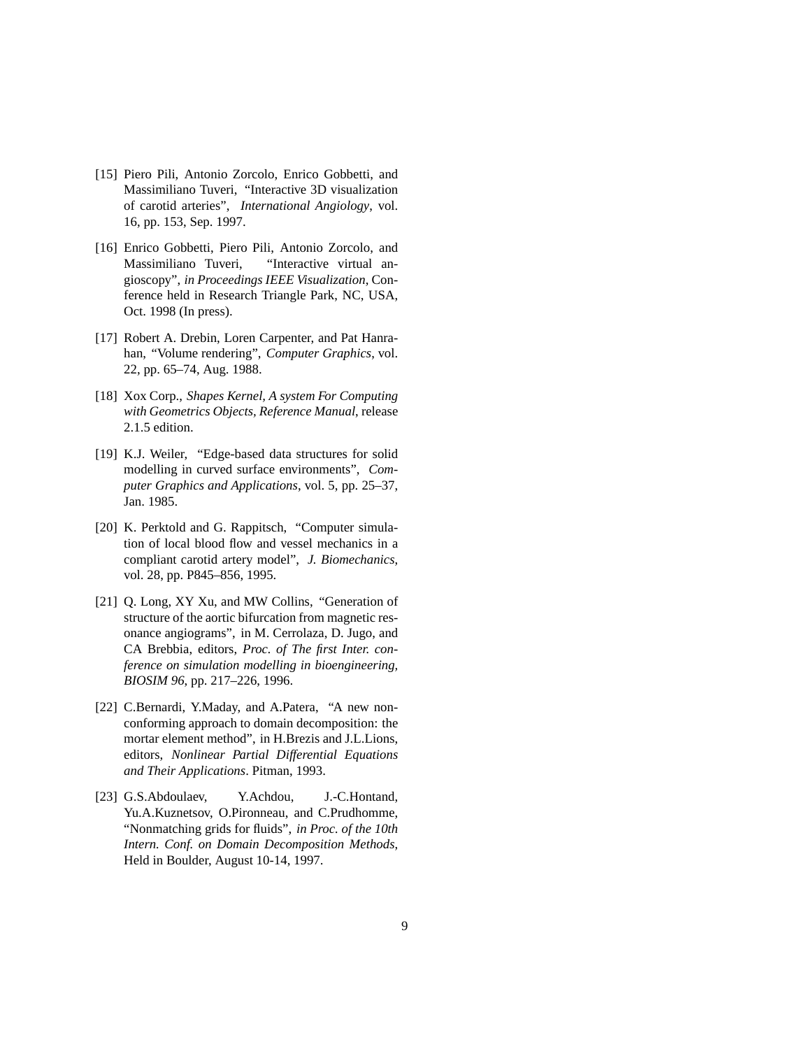[15] Piero Pili, Antonio Zorcolo, Enrico Gobbetti, and Massimiliano Tuveri, "Interactive 3D visualization of carotid arteries", *International Angiology*, vol. 16, pp. 153, Sep. 1997.

[16] Enrico Gobbetti, Piero Pili, Antonio Zorcolo, and Massimiliano Tuveri, "Interactive virtual angioscopy", *in Proceedings IEEE Visualization*, Conference held in Research Triangle Park, NC, USA, Oct. 1998 (In press).

[17] Robert A. Drebin, Loren Carpenter, and Pat Hanrahan, "Volume rendering", *Computer Graphics*, vol. 22, pp. 65–74, Aug. 1988.

[18] Xox Corp., *Shapes Kernel, A system For Computing with Geometrics Objects, Reference Manual*, release 2.1.5 edition.

[19] K.J. Weiler, "Edge-based data structures for solid modelling in curved surface environments", *Computer Graphics and Applications*, vol. 5, pp. 25–37, Jan. 1985.

[20] K. Perktold and G. Rappitsch, "Computer simulation of local blood flow and vessel mechanics in a compliant carotid artery model", *J. Biomechanics*, vol. 28, pp. P845–856, 1995.

[21] Q. Long, XY Xu, and MW Collins, "Generation of structure of the aortic bifurcation from magnetic resonance angiograms", in M. Cerrolaza, D. Jugo, and CA Brebbia, editors, *Proc. of The first Inter. conference on simulation modelling in bioengineering, BIOSIM 96*, pp. 217–226, 1996.

[22] C.Bernardi, Y.Maday, and A.Patera, "A new nonconforming approach to domain decomposition: the mortar element method", in H.Brezis and J.L.Lions, editors, *Nonlinear Partial Differential Equations and Their Applications*. Pitman, 1993.

[23] G.S.Abdoulaev, Y.Achdou, J.-C.Hontand, Yu.A.Kuznetsov, O.Pironneau, and C.Prudhomme, "Nonmatching grids for fluids", *in Proc. of the 10th Intern. Conf. on Domain Decomposition Methods*, Held in Boulder, August 10-14, 1997.